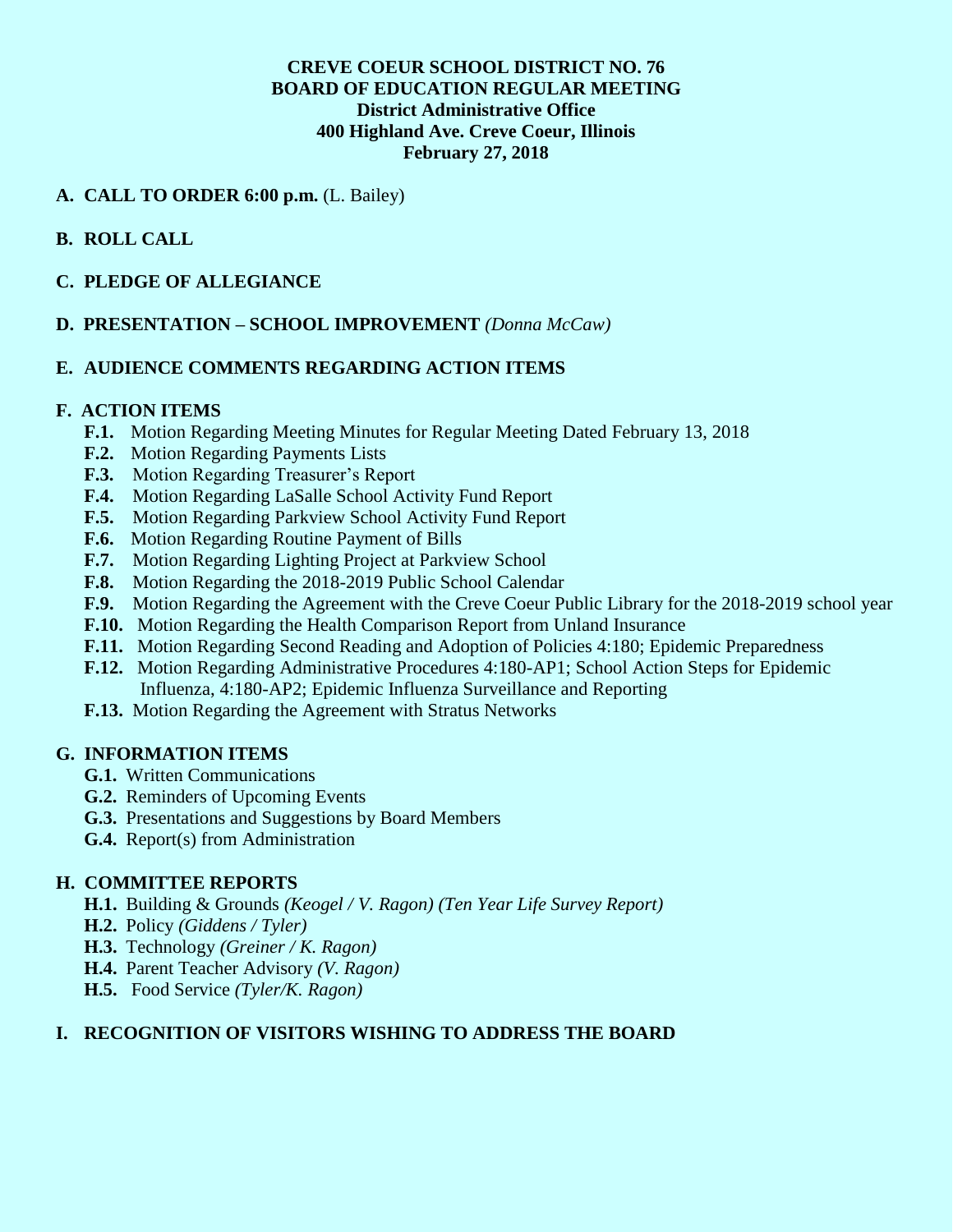**CREVE COEUR SCHOOL DISTRICT NO. 76**
**BOARD OF EDUCATION REGULAR MEETING**
**District Administrative Office**
**400 Highland Ave. Creve Coeur, Illinois**
**February 27, 2018**

**A. CALL TO ORDER 6:00 p.m.** (L. Bailey)

**B. ROLL CALL**

**C. PLEDGE OF ALLEGIANCE**

**D. PRESENTATION – SCHOOL IMPROVEMENT** *(Donna McCaw)*

**E. AUDIENCE COMMENTS REGARDING ACTION ITEMS**

**F. ACTION ITEMS**

- **F.1.** Motion Regarding Meeting Minutes for Regular Meeting Dated February 13, 2018
- **F.2.** Motion Regarding Payments Lists
- **F.3.** Motion Regarding Treasurer's Report
- **F.4.** Motion Regarding LaSalle School Activity Fund Report
- **F.5.** Motion Regarding Parkview School Activity Fund Report
- **F.6.** Motion Regarding Routine Payment of Bills
- **F.7.** Motion Regarding Lighting Project at Parkview School
- **F.8.** Motion Regarding the 2018-2019 Public School Calendar
- **F.9.** Motion Regarding the Agreement with the Creve Coeur Public Library for the 2018-2019 school year
- **F.10.** Motion Regarding the Health Comparison Report from Unland Insurance
- **F.11.** Motion Regarding Second Reading and Adoption of Policies 4:180; Epidemic Preparedness
- **F.12.** Motion Regarding Administrative Procedures 4:180-AP1; School Action Steps for Epidemic Influenza, 4:180-AP2; Epidemic Influenza Surveillance and Reporting
- **F.13.** Motion Regarding the Agreement with Stratus Networks

**G. INFORMATION ITEMS**

- **G.1.** Written Communications
- **G.2.** Reminders of Upcoming Events
- **G.3.** Presentations and Suggestions by Board Members
- **G.4.** Report(s) from Administration

**H. COMMITTEE REPORTS**

- **H.1.** Building & Grounds *(Keogel / V. Ragon) (Ten Year Life Survey Report)*
- **H.2.** Policy *(Giddens / Tyler)*
- **H.3.** Technology *(Greiner / K. Ragon)*
- **H.4.** Parent Teacher Advisory *(V. Ragon)*
- **H.5.** Food Service *(Tyler/K. Ragon)*

**I. RECOGNITION OF VISITORS WISHING TO ADDRESS THE BOARD**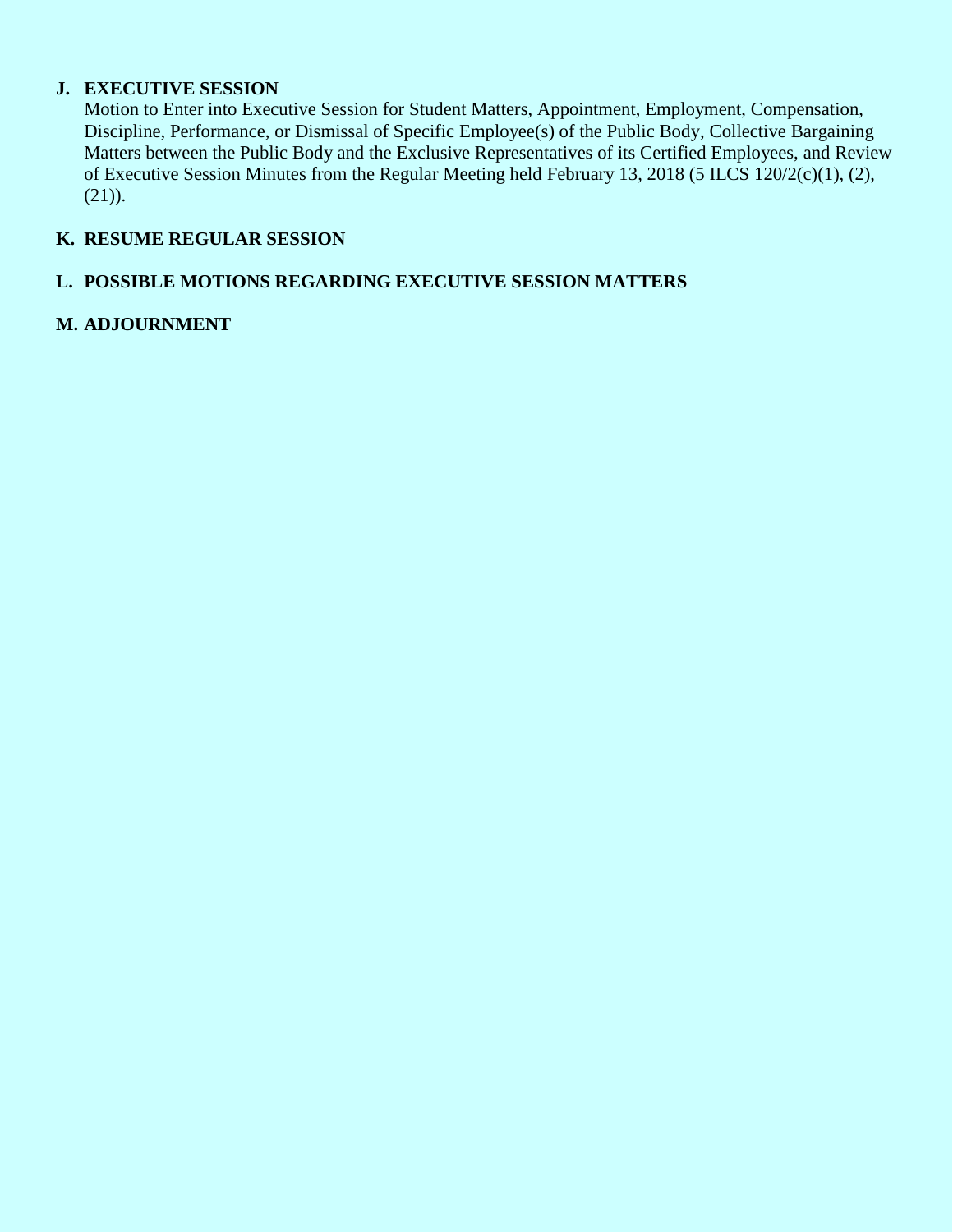**J. EXECUTIVE SESSION**

Motion to Enter into Executive Session for Student Matters, Appointment, Employment, Compensation, Discipline, Performance, or Dismissal of Specific Employee(s) of the Public Body, Collective Bargaining Matters between the Public Body and the Exclusive Representatives of its Certified Employees, and Review of Executive Session Minutes from the Regular Meeting held February 13, 2018 (5 ILCS 120/2(c)(1), (2), (21)).

**K. RESUME REGULAR SESSION**

**L. POSSIBLE MOTIONS REGARDING EXECUTIVE SESSION MATTERS**

**M. ADJOURNMENT**